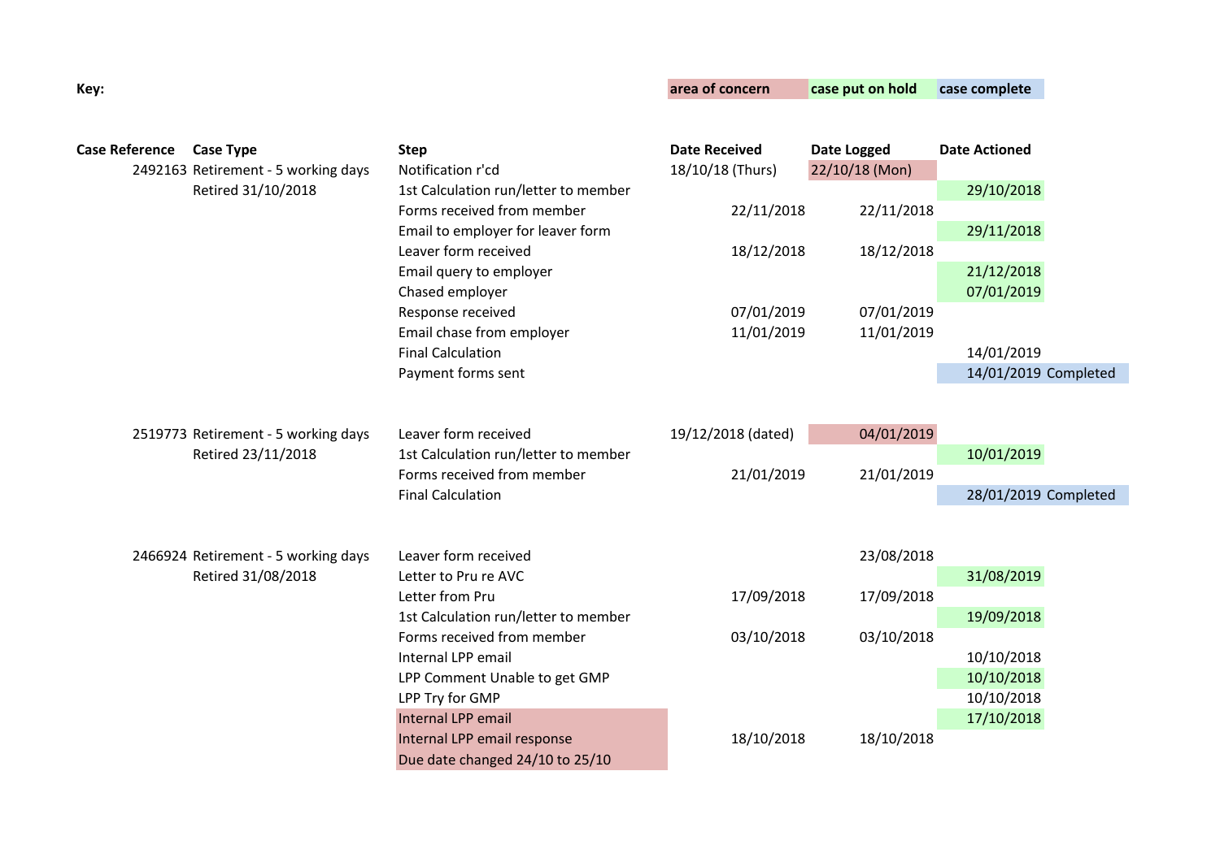**Key:** area of concern | case put on hold | case complete

| Case Reference | Case Type | Step | Date Received | Date Logged | Date Actioned | |
|---|---|---|---|---|---|---|
| 2492163 | Retirement - 5 working days | Notification r'cd | 18/10/18 (Thurs) | 22/10/18 (Mon) | | |
| | Retired 31/10/2018 | 1st Calculation run/letter to member | | | 29/10/2018 | |
| | | Forms received from member | 22/11/2018 | 22/11/2018 | | |
| | | Email to employer for leaver form | | | 29/11/2018 | |
| | | Leaver form received | 18/12/2018 | 18/12/2018 | | |
| | | Email query to employer | | | 21/12/2018 | |
| | | Chased employer | | | 07/01/2019 | |
| | | Response received | 07/01/2019 | 07/01/2019 | | |
| | | Email chase from employer | 11/01/2019 | 11/01/2019 | | |
| | | Final Calculation | | | 14/01/2019 | |
| | | Payment forms sent | | | 14/01/2019 | Completed |
| | | | | | | |
| 2519773 | Retirement - 5 working days | Leaver form received | 19/12/2018 (dated) | 04/01/2019 | | |
| | Retired 23/11/2018 | 1st Calculation run/letter to member | | | 10/01/2019 | |
| | | Forms received from member | 21/01/2019 | 21/01/2019 | | |
| | | Final Calculation | | | 28/01/2019 | Completed |
| | | | | | | |
| 2466924 | Retirement - 5 working days | Leaver form received | | 23/08/2018 | | |
| | Retired 31/08/2018 | Letter to Pru re AVC | | | 31/08/2019 | |
| | | Letter from Pru | 17/09/2018 | 17/09/2018 | | |
| | | 1st Calculation run/letter to member | | | 19/09/2018 | |
| | | Forms received from member | 03/10/2018 | 03/10/2018 | | |
| | | Internal LPP email | | | 10/10/2018 | |
| | | LPP Comment Unable to get GMP | | | 10/10/2018 | |
| | | LPP Try for GMP | | | 10/10/2018 | |
| | | Internal LPP email | | | 17/10/2018 | |
| | | Internal LPP email response | 18/10/2018 | 18/10/2018 | | |
| | | Due date changed 24/10 to 25/10 | | | | |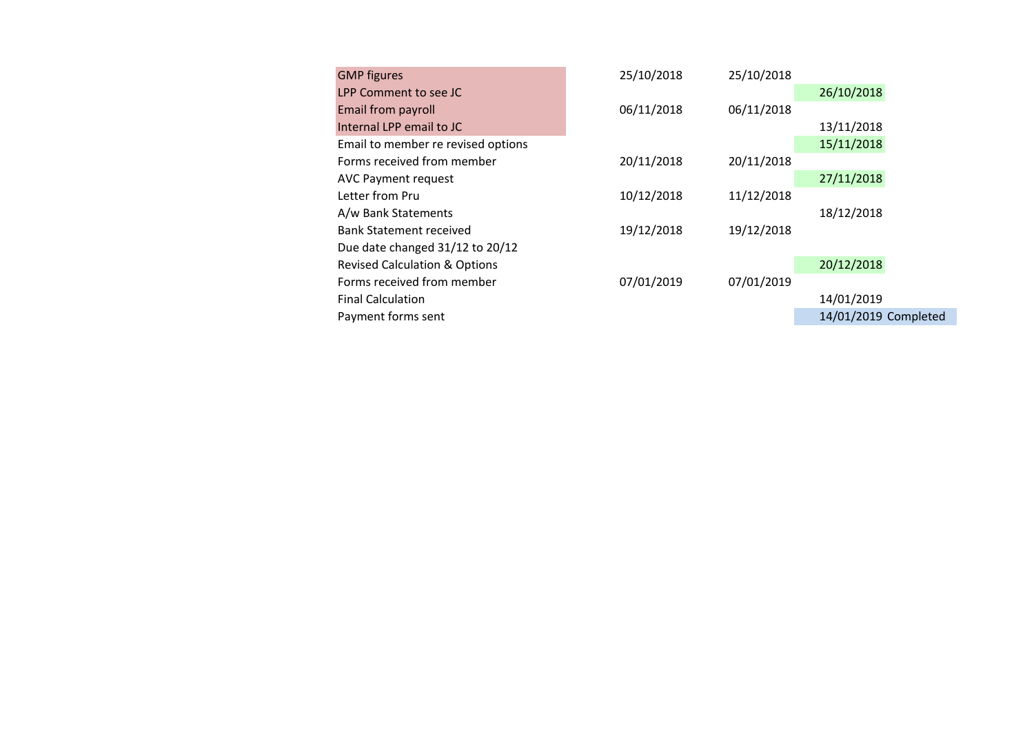| | | | | |
|---|---|---|---|---|
| GMP figures | 25/10/2018 | 25/10/2018 | | |
| LPP Comment to see JC | | | 26/10/2018 | |
| Email from payroll | 06/11/2018 | 06/11/2018 | | |
| Internal LPP email to JC | | | 13/11/2018 | |
| Email to member re revised options | | | 15/11/2018 | |
| Forms received from member | 20/11/2018 | 20/11/2018 | | |
| AVC Payment request | | | 27/11/2018 | |
| Letter from Pru | 10/12/2018 | 11/12/2018 | | |
| A/w Bank Statements | | | 18/12/2018 | |
| Bank Statement received | 19/12/2018 | 19/12/2018 | | |
| Due date changed 31/12 to 20/12 | | | | |
| Revised Calculation & Options | | | 20/12/2018 | |
| Forms received from member | 07/01/2019 | 07/01/2019 | | |
| Final Calculation | | | 14/01/2019 | |
| Payment forms sent | | | 14/01/2019 | Completed |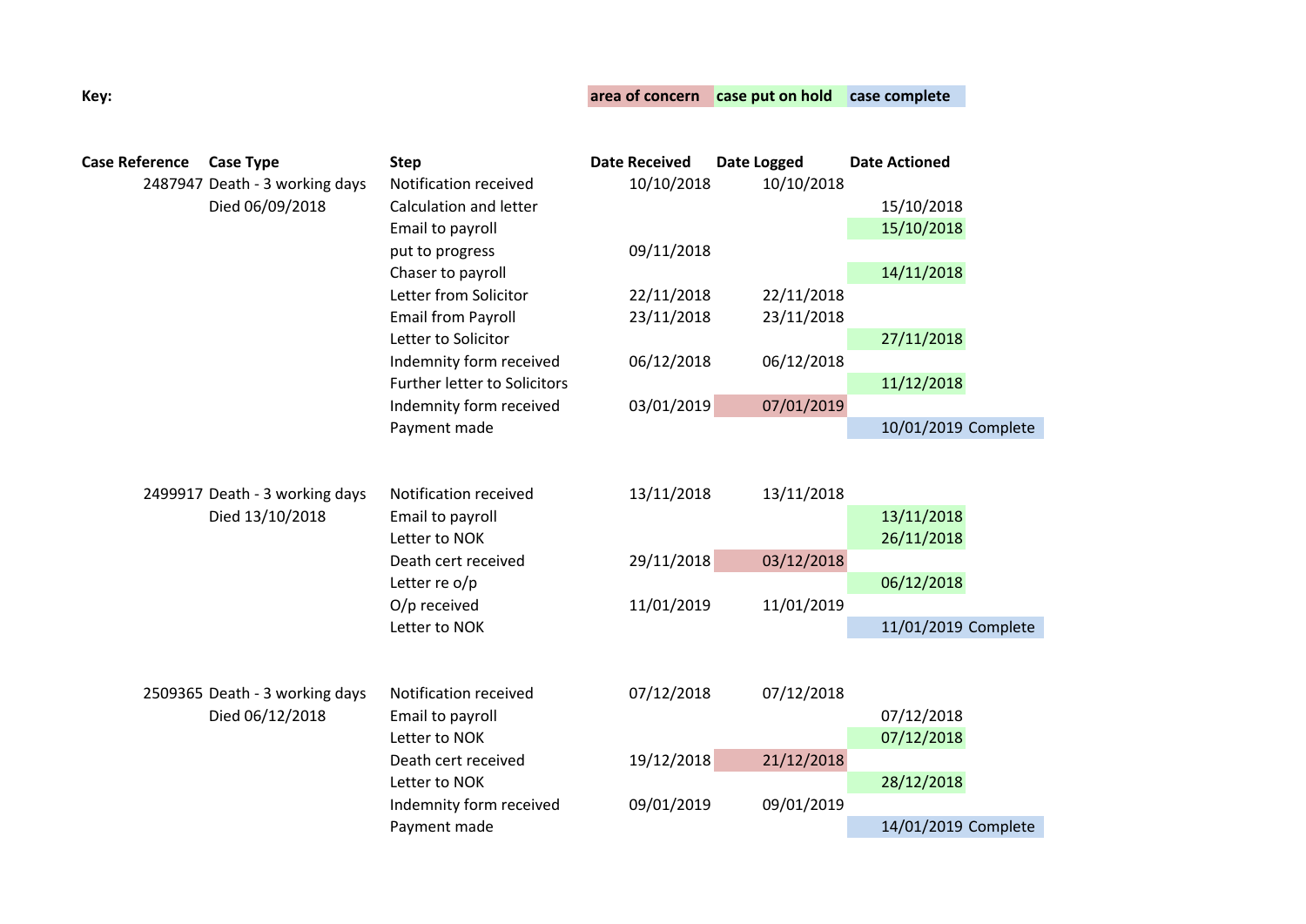**Key:** area of concern | case put on hold | case complete

| Case Reference | Case Type | Step | Date Received | Date Logged | Date Actioned |
|---|---|---|---|---|---|
| 2487947 | Death - 3 working days | Notification received | 10/10/2018 | 10/10/2018 | |
| | Died 06/09/2018 | Calculation and letter | | | 15/10/2018 |
| | | Email to payroll | | | 15/10/2018 |
| | | put to progress | 09/11/2018 | | |
| | | Chaser to payroll | | | 14/11/2018 |
| | | Letter from Solicitor | 22/11/2018 | 22/11/2018 | |
| | | Email from Payroll | 23/11/2018 | 23/11/2018 | |
| | | Letter to Solicitor | | | 27/11/2018 |
| | | Indemnity form received | 06/12/2018 | 06/12/2018 | |
| | | Further letter to Solicitors | | | 11/12/2018 |
| | | Indemnity form received | 03/01/2019 | 07/01/2019 | |
| | | Payment made | | | 10/01/2019 Complete |
| | | | | | |
| 2499917 | Death - 3 working days | Notification received | 13/11/2018 | 13/11/2018 | |
| | Died 13/10/2018 | Email to payroll | | | 13/11/2018 |
| | | Letter to NOK | | | 26/11/2018 |
| | | Death cert received | 29/11/2018 | 03/12/2018 | |
| | | Letter re o/p | | | 06/12/2018 |
| | | O/p received | 11/01/2019 | 11/01/2019 | |
| | | Letter to NOK | | | 11/01/2019 Complete |
| | | | | | |
| 2509365 | Death - 3 working days | Notification received | 07/12/2018 | 07/12/2018 | |
| | Died 06/12/2018 | Email to payroll | | | 07/12/2018 |
| | | Letter to NOK | | | 07/12/2018 |
| | | Death cert received | 19/12/2018 | 21/12/2018 | |
| | | Letter to NOK | | | 28/12/2018 |
| | | Indemnity form received | 09/01/2019 | 09/01/2019 | |
| | | Payment made | | | 14/01/2019 Complete |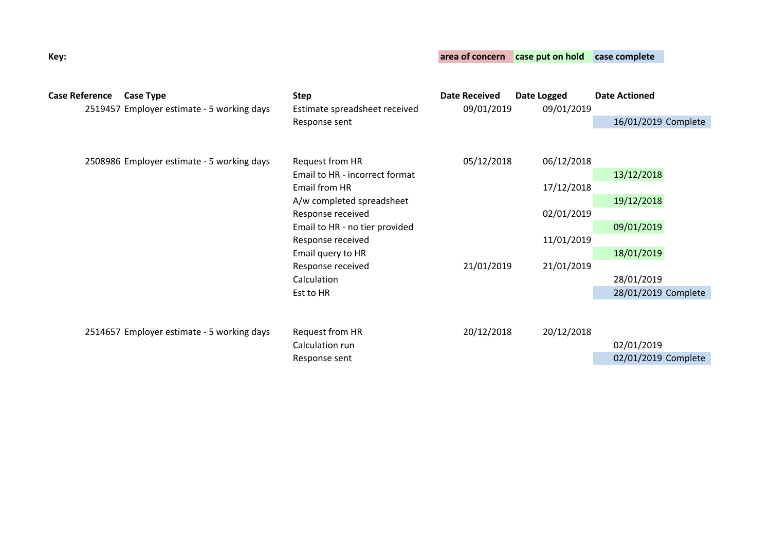**Key:** area of concern | case put on hold | case complete

| Case Reference | Case Type | Step | Date Received | Date Logged | Date Actioned | |
|---|---|---|---|---|---|---|
| 2519457 | Employer estimate - 5 working days | Estimate spreadsheet received | 09/01/2019 | 09/01/2019 | | |
| | | Response sent | | | 16/01/2019 | Complete |
| | | | | | | |
| 2508986 | Employer estimate - 5 working days | Request from HR | 05/12/2018 | 06/12/2018 | | |
| | | Email to HR - incorrect format | | | 13/12/2018 | |
| | | Email from HR | | 17/12/2018 | | |
| | | A/w completed spreadsheet | | | 19/12/2018 | |
| | | Response received | | 02/01/2019 | | |
| | | Email to HR - no tier provided | | | 09/01/2019 | |
| | | Response received | | 11/01/2019 | | |
| | | Email query to HR | | | 18/01/2019 | |
| | | Response received | 21/01/2019 | 21/01/2019 | | |
| | | Calculation | | | 28/01/2019 | |
| | | Est to HR | | | 28/01/2019 | Complete |
| | | | | | | |
| 2514657 | Employer estimate - 5 working days | Request from HR | 20/12/2018 | 20/12/2018 | | |
| | | Calculation run | | | 02/01/2019 | |
| | | Response sent | | | 02/01/2019 | Complete |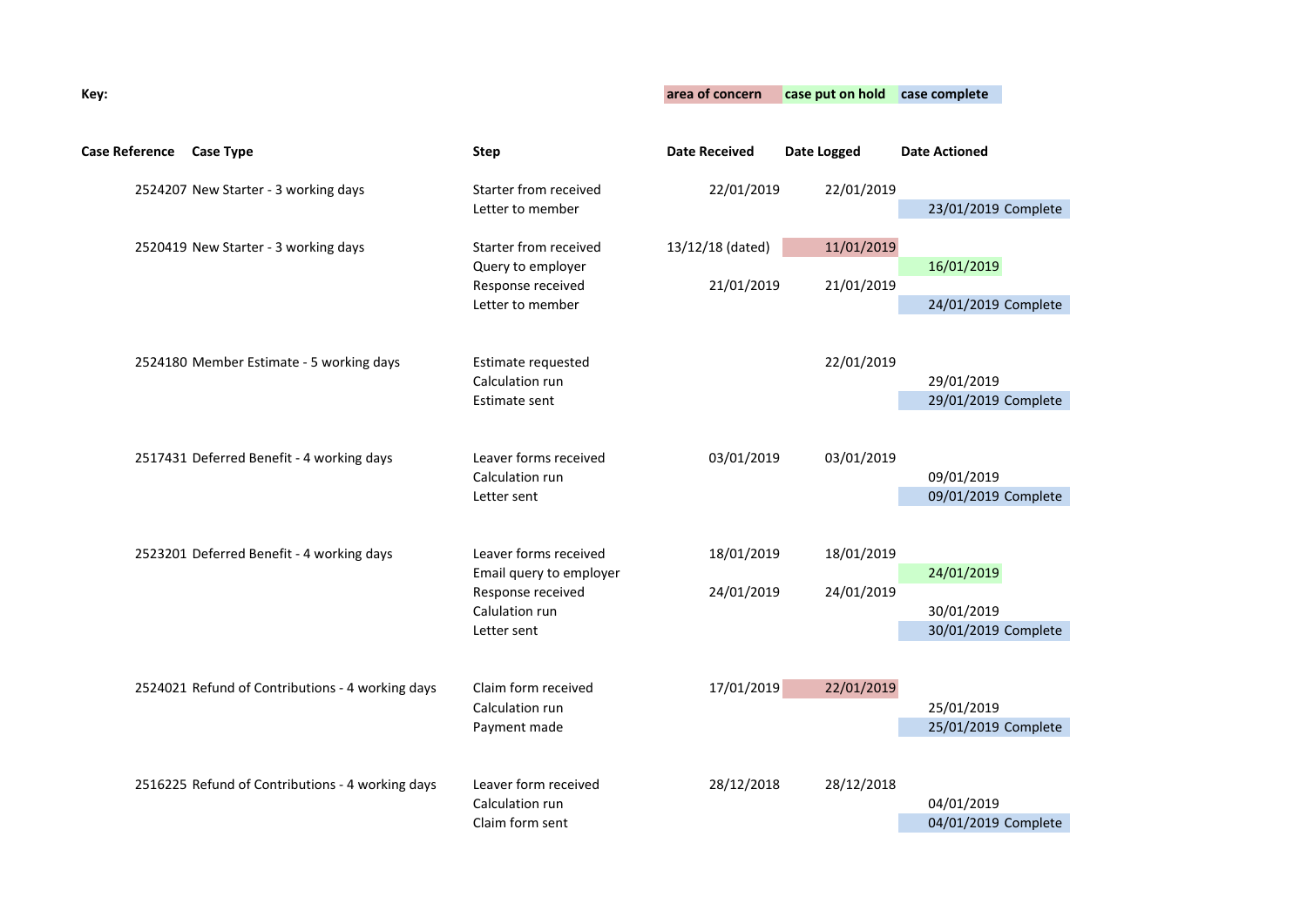**Key:** area of concern | case put on hold | case complete

| Case Reference | Case Type | Step | Date Received | Date Logged | Date Actioned |
|---|---|---|---|---|---|
| 2524207 | New Starter - 3 working days | Starter from received | 22/01/2019 | 22/01/2019 | |
| | | Letter to member | | | 23/01/2019 Complete |
| 2520419 | New Starter - 3 working days | Starter from received | 13/12/18 (dated) | 11/01/2019 | |
| | | Query to employer | | | 16/01/2019 |
| | | Response received | 21/01/2019 | 21/01/2019 | |
| | | Letter to member | | | 24/01/2019 Complete |
| 2524180 | Member Estimate - 5 working days | Estimate requested | | 22/01/2019 | |
| | | Calculation run | | | 29/01/2019 |
| | | Estimate sent | | | 29/01/2019 Complete |
| 2517431 | Deferred Benefit - 4 working days | Leaver forms received | 03/01/2019 | 03/01/2019 | |
| | | Calculation run | | | 09/01/2019 |
| | | Letter sent | | | 09/01/2019 Complete |
| 2523201 | Deferred Benefit - 4 working days | Leaver forms received | 18/01/2019 | 18/01/2019 | |
| | | Email query to employer | | | 24/01/2019 |
| | | Response received | 24/01/2019 | 24/01/2019 | |
| | | Calulation run | | | 30/01/2019 |
| | | Letter sent | | | 30/01/2019 Complete |
| 2524021 | Refund of Contributions - 4 working days | Claim form received | 17/01/2019 | 22/01/2019 | |
| | | Calculation run | | | 25/01/2019 |
| | | Payment made | | | 25/01/2019 Complete |
| 2516225 | Refund of Contributions - 4 working days | Leaver form received | 28/12/2018 | 28/12/2018 | |
| | | Calculation run | | | 04/01/2019 |
| | | Claim form sent | | | 04/01/2019 Complete |